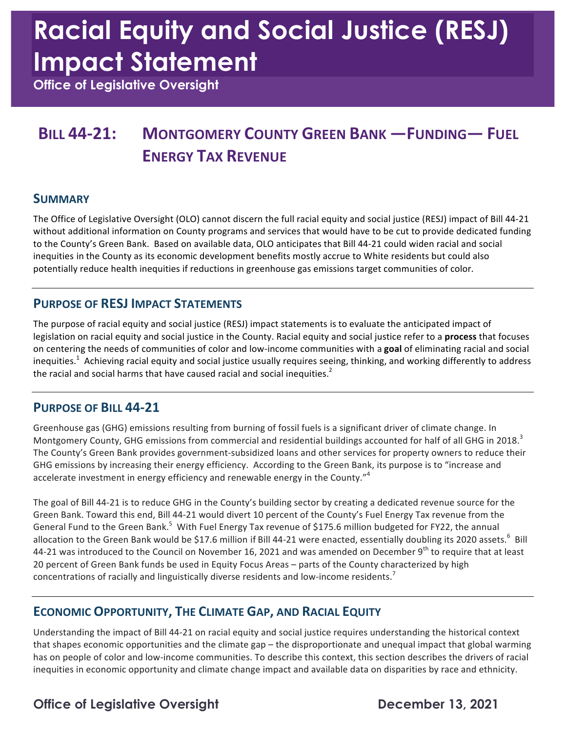# Racial Equity and Social Justice (RESJ) Impact Statement

**Office of Legislative Oversight**

## Bill 44-21: Montgomery County Green Bank —Funding— Fuel Energy Tax Revenue

### Summary

The Office of Legislative Oversight (OLO) cannot discern the full racial equity and social justice (RESJ) impact of Bill 44-21 without additional information on County programs and services that would have to be cut to provide dedicated funding to the County's Green Bank. Based on available data, OLO anticipates that Bill 44-21 could widen racial and social inequities in the County as its economic development benefits mostly accrue to White residents but could also potentially reduce health inequities if reductions in greenhouse gas emissions target communities of color.

### Purpose of RESJ Impact Statements

The purpose of racial equity and social justice (RESJ) impact statements is to evaluate the anticipated impact of legislation on racial equity and social justice in the County. Racial equity and social justice refer to a **process** that focuses on centering the needs of communities of color and low-income communities with a **goal** of eliminating racial and social inequities.[1] Achieving racial equity and social justice usually requires seeing, thinking, and working differently to address the racial and social harms that have caused racial and social inequities.[2]

### Purpose of Bill 44-21

Greenhouse gas (GHG) emissions resulting from burning of fossil fuels is a significant driver of climate change. In Montgomery County, GHG emissions from commercial and residential buildings accounted for half of all GHG in 2018.[3] The County's Green Bank provides government-subsidized loans and other services for property owners to reduce their GHG emissions by increasing their energy efficiency. According to the Green Bank, its purpose is to "increase and accelerate investment in energy efficiency and renewable energy in the County."[4]

The goal of Bill 44-21 is to reduce GHG in the County's building sector by creating a dedicated revenue source for the Green Bank. Toward this end, Bill 44-21 would divert 10 percent of the County's Fuel Energy Tax revenue from the General Fund to the Green Bank.[5] With Fuel Energy Tax revenue of $175.6 million budgeted for FY22, the annual allocation to the Green Bank would be $17.6 million if Bill 44-21 were enacted, essentially doubling its 2020 assets.[6] Bill 44-21 was introduced to the Council on November 16, 2021 and was amended on December 9th to require that at least 20 percent of Green Bank funds be used in Equity Focus Areas – parts of the County characterized by high concentrations of racially and linguistically diverse residents and low-income residents.[7]

### Economic Opportunity, The Climate Gap, and Racial Equity

Understanding the impact of Bill 44-21 on racial equity and social justice requires understanding the historical context that shapes economic opportunities and the climate gap – the disproportionate and unequal impact that global warming has on people of color and low-income communities. To describe this context, this section describes the drivers of racial inequities in economic opportunity and climate change impact and available data on disparities by race and ethnicity.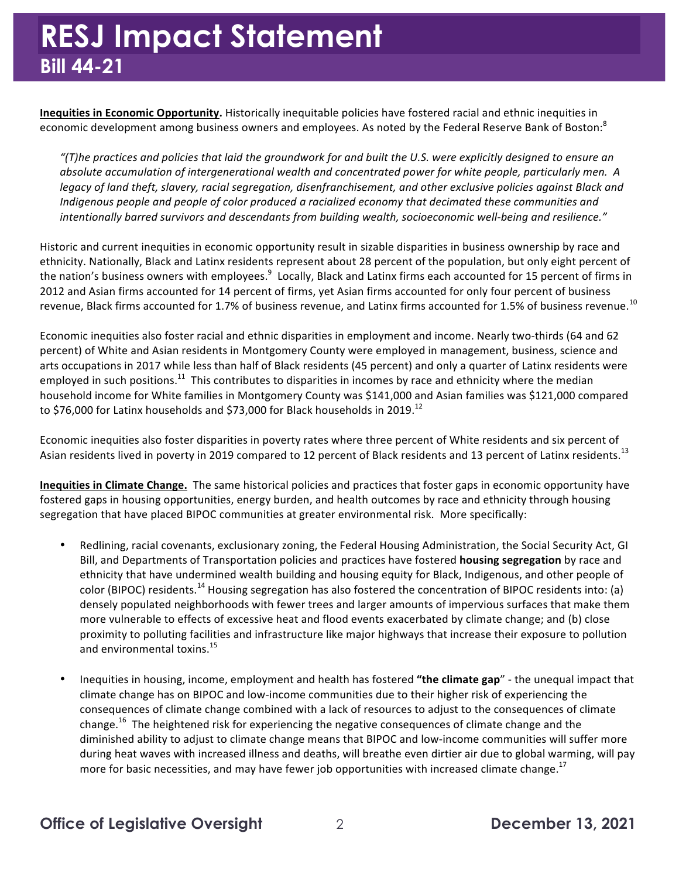**Inequities in Economic Opportunity.** Historically inequitable policies have fostered racial and ethnic inequities in economic development among business owners and employees. As noted by the Federal Reserve Bank of Boston:[8]

> *"(T)he practices and policies that laid the groundwork for and built the U.S. were explicitly designed to ensure an absolute accumulation of intergenerational wealth and concentrated power for white people, particularly men. A legacy of land theft, slavery, racial segregation, disenfranchisement, and other exclusive policies against Black and Indigenous people and people of color produced a racialized economy that decimated these communities and intentionally barred survivors and descendants from building wealth, socioeconomic well-being and resilience."*

Historic and current inequities in economic opportunity result in sizable disparities in business ownership by race and ethnicity. Nationally, Black and Latinx residents represent about 28 percent of the population, but only eight percent of the nation's business owners with employees.[9] Locally, Black and Latinx firms each accounted for 15 percent of firms in 2012 and Asian firms accounted for 14 percent of firms, yet Asian firms accounted for only four percent of business revenue, Black firms accounted for 1.7% of business revenue, and Latinx firms accounted for 1.5% of business revenue.[10]

Economic inequities also foster racial and ethnic disparities in employment and income. Nearly two-thirds (64 and 62 percent) of White and Asian residents in Montgomery County were employed in management, business, science and arts occupations in 2017 while less than half of Black residents (45 percent) and only a quarter of Latinx residents were employed in such positions.[11] This contributes to disparities in incomes by race and ethnicity where the median household income for White families in Montgomery County was $141,000 and Asian families was $121,000 compared to $76,000 for Latinx households and $73,000 for Black households in 2019.[12]

Economic inequities also foster disparities in poverty rates where three percent of White residents and six percent of Asian residents lived in poverty in 2019 compared to 12 percent of Black residents and 13 percent of Latinx residents.[13]

**Inequities in Climate Change.** The same historical policies and practices that foster gaps in economic opportunity have fostered gaps in housing opportunities, energy burden, and health outcomes by race and ethnicity through housing segregation that have placed BIPOC communities at greater environmental risk. More specifically:

- Redlining, racial covenants, exclusionary zoning, the Federal Housing Administration, the Social Security Act, GI Bill, and Departments of Transportation policies and practices have fostered **housing segregation** by race and ethnicity that have undermined wealth building and housing equity for Black, Indigenous, and other people of color (BIPOC) residents.[14] Housing segregation has also fostered the concentration of BIPOC residents into: (a) densely populated neighborhoods with fewer trees and larger amounts of impervious surfaces that make them more vulnerable to effects of excessive heat and flood events exacerbated by climate change; and (b) close proximity to polluting facilities and infrastructure like major highways that increase their exposure to pollution and environmental toxins.[15]

- Inequities in housing, income, employment and health has fostered **"the climate gap"** - the unequal impact that climate change has on BIPOC and low-income communities due to their higher risk of experiencing the consequences of climate change combined with a lack of resources to adjust to the consequences of climate change.[16] The heightened risk for experiencing the negative consequences of climate change and the diminished ability to adjust to climate change means that BIPOC and low-income communities will suffer more during heat waves with increased illness and deaths, will breathe even dirtier air due to global warming, will pay more for basic necessities, and may have fewer job opportunities with increased climate change.[17]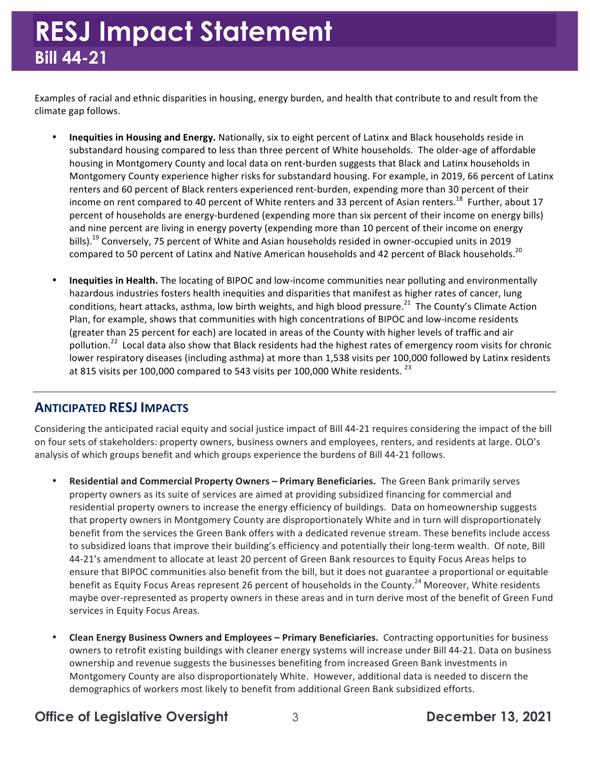Examples of racial and ethnic disparities in housing, energy burden, and health that contribute to and result from the climate gap follows.

- **Inequities in Housing and Energy.** Nationally, six to eight percent of Latinx and Black households reside in substandard housing compared to less than three percent of White households. The older-age of affordable housing in Montgomery County and local data on rent-burden suggests that Black and Latinx households in Montgomery County experience higher risks for substandard housing. For example, in 2019, 66 percent of Latinx renters and 60 percent of Black renters experienced rent-burden, expending more than 30 percent of their income on rent compared to 40 percent of White renters and 33 percent of Asian renters.[18] Further, about 17 percent of households are energy-burdened (expending more than six percent of their income on energy bills) and nine percent are living in energy poverty (expending more than 10 percent of their income on energy bills).[19] Conversely, 75 percent of White and Asian households resided in owner-occupied units in 2019 compared to 50 percent of Latinx and Native American households and 42 percent of Black households.[20]

- **Inequities in Health.** The locating of BIPOC and low-income communities near polluting and environmentally hazardous industries fosters health inequities and disparities that manifest as higher rates of cancer, lung conditions, heart attacks, asthma, low birth weights, and high blood pressure.[21] The County's Climate Action Plan, for example, shows that communities with high concentrations of BIPOC and low-income residents (greater than 25 percent for each) are located in areas of the County with higher levels of traffic and air pollution.[22] Local data also show that Black residents had the highest rates of emergency room visits for chronic lower respiratory diseases (including asthma) at more than 1,538 visits per 100,000 followed by Latinx residents at 815 visits per 100,000 compared to 543 visits per 100,000 White residents.[23]

## ANTICIPATED RESJ IMPACTS

Considering the anticipated racial equity and social justice impact of Bill 44-21 requires considering the impact of the bill on four sets of stakeholders: property owners, business owners and employees, renters, and residents at large. OLO's analysis of which groups benefit and which groups experience the burdens of Bill 44-21 follows.

- **Residential and Commercial Property Owners – Primary Beneficiaries.** The Green Bank primarily serves property owners as its suite of services are aimed at providing subsidized financing for commercial and residential property owners to increase the energy efficiency of buildings. Data on homeownership suggests that property owners in Montgomery County are disproportionately White and in turn will disproportionately benefit from the services the Green Bank offers with a dedicated revenue stream. These benefits include access to subsidized loans that improve their building's efficiency and potentially their long-term wealth. Of note, Bill 44-21's amendment to allocate at least 20 percent of Green Bank resources to Equity Focus Areas helps to ensure that BIPOC communities also benefit from the bill, but it does not guarantee a proportional or equitable benefit as Equity Focus Areas represent 26 percent of households in the County.[24] Moreover, White residents maybe over-represented as property owners in these areas and in turn derive most of the benefit of Green Fund services in Equity Focus Areas.

- **Clean Energy Business Owners and Employees – Primary Beneficiaries.** Contracting opportunities for business owners to retrofit existing buildings with cleaner energy systems will increase under Bill 44-21. Data on business ownership and revenue suggests the businesses benefiting from increased Green Bank investments in Montgomery County are also disproportionately White. However, additional data is needed to discern the demographics of workers most likely to benefit from additional Green Bank subsidized efforts.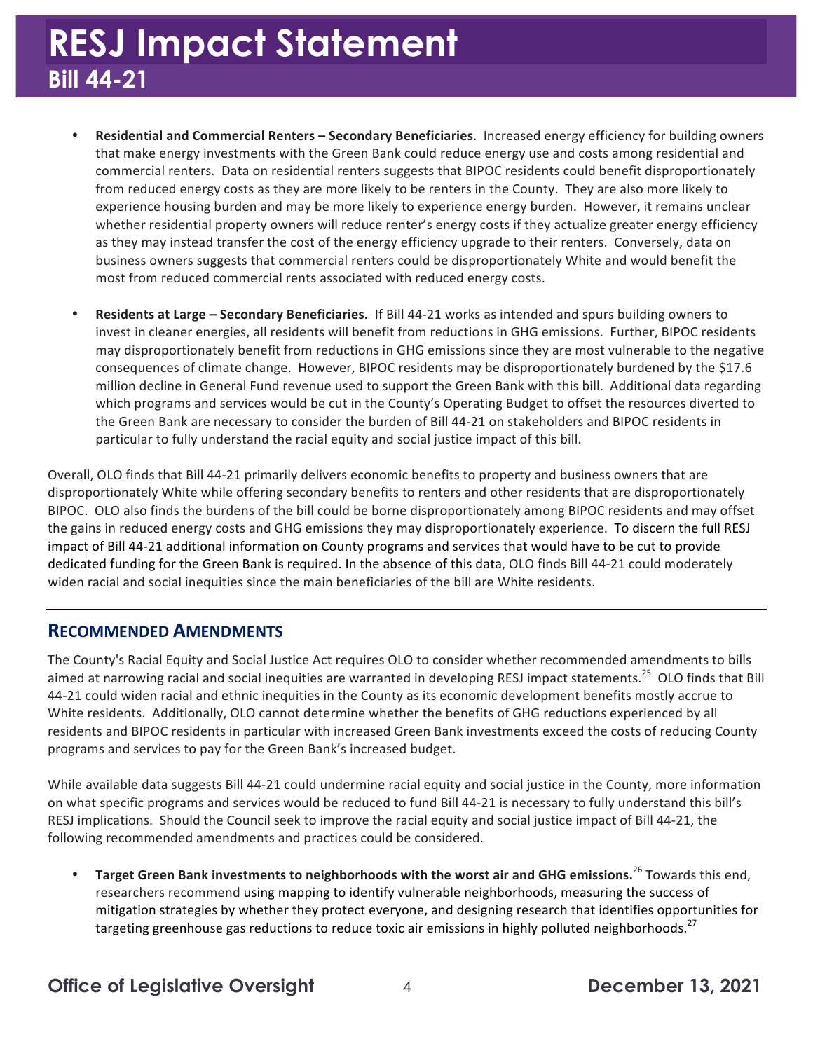- **Residential and Commercial Renters – Secondary Beneficiaries**. Increased energy efficiency for building owners that make energy investments with the Green Bank could reduce energy use and costs among residential and commercial renters. Data on residential renters suggests that BIPOC residents could benefit disproportionately from reduced energy costs as they are more likely to be renters in the County. They are also more likely to experience housing burden and may be more likely to experience energy burden. However, it remains unclear whether residential property owners will reduce renter's energy costs if they actualize greater energy efficiency as they may instead transfer the cost of the energy efficiency upgrade to their renters. Conversely, data on business owners suggests that commercial renters could be disproportionately White and would benefit the most from reduced commercial rents associated with reduced energy costs.

- **Residents at Large – Secondary Beneficiaries.** If Bill 44-21 works as intended and spurs building owners to invest in cleaner energies, all residents will benefit from reductions in GHG emissions. Further, BIPOC residents may disproportionately benefit from reductions in GHG emissions since they are most vulnerable to the negative consequences of climate change. However, BIPOC residents may be disproportionately burdened by the $17.6 million decline in General Fund revenue used to support the Green Bank with this bill. Additional data regarding which programs and services would be cut in the County's Operating Budget to offset the resources diverted to the Green Bank are necessary to consider the burden of Bill 44-21 on stakeholders and BIPOC residents in particular to fully understand the racial equity and social justice impact of this bill.

Overall, OLO finds that Bill 44-21 primarily delivers economic benefits to property and business owners that are disproportionately White while offering secondary benefits to renters and other residents that are disproportionately BIPOC. OLO also finds the burdens of the bill could be borne disproportionately among BIPOC residents and may offset the gains in reduced energy costs and GHG emissions they may disproportionately experience. To discern the full RESJ impact of Bill 44-21 additional information on County programs and services that would have to be cut to provide dedicated funding for the Green Bank is required. In the absence of this data, OLO finds Bill 44-21 could moderately widen racial and social inequities since the main beneficiaries of the bill are White residents.

## Recommended Amendments

The County's Racial Equity and Social Justice Act requires OLO to consider whether recommended amendments to bills aimed at narrowing racial and social inequities are warranted in developing RESJ impact statements.[25] OLO finds that Bill 44-21 could widen racial and ethnic inequities in the County as its economic development benefits mostly accrue to White residents. Additionally, OLO cannot determine whether the benefits of GHG reductions experienced by all residents and BIPOC residents in particular with increased Green Bank investments exceed the costs of reducing County programs and services to pay for the Green Bank's increased budget.

While available data suggests Bill 44-21 could undermine racial equity and social justice in the County, more information on what specific programs and services would be reduced to fund Bill 44-21 is necessary to fully understand this bill's RESJ implications. Should the Council seek to improve the racial equity and social justice impact of Bill 44-21, the following recommended amendments and practices could be considered.

- **Target Green Bank investments to neighborhoods with the worst air and GHG emissions.**[26] Towards this end, researchers recommend using mapping to identify vulnerable neighborhoods, measuring the success of mitigation strategies by whether they protect everyone, and designing research that identifies opportunities for targeting greenhouse gas reductions to reduce toxic air emissions in highly polluted neighborhoods.[27]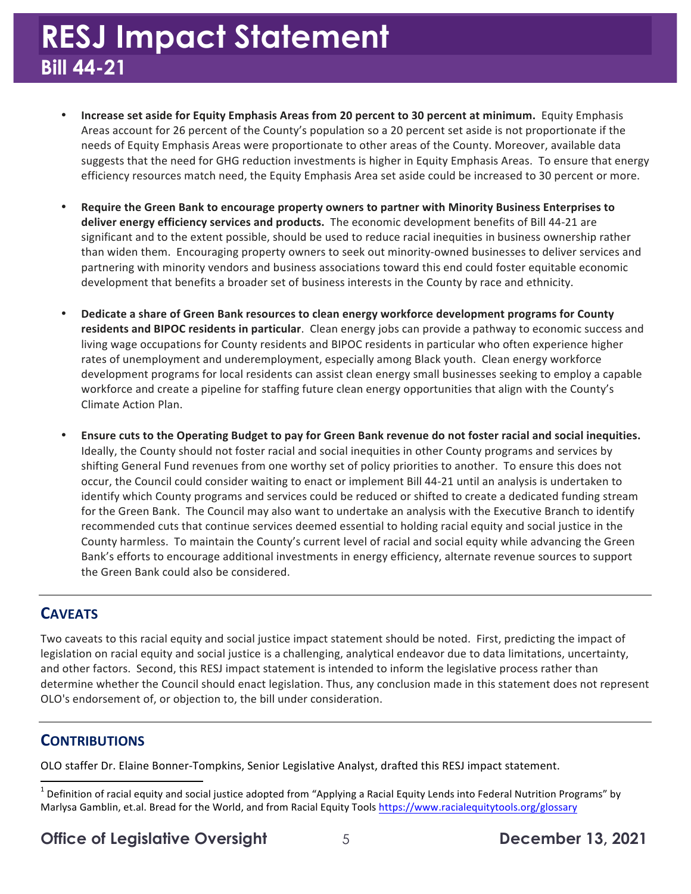- **Increase set aside for Equity Emphasis Areas from 20 percent to 30 percent at minimum.** Equity Emphasis Areas account for 26 percent of the County's population so a 20 percent set aside is not proportionate if the needs of Equity Emphasis Areas were proportionate to other areas of the County. Moreover, available data suggests that the need for GHG reduction investments is higher in Equity Emphasis Areas. To ensure that energy efficiency resources match need, the Equity Emphasis Area set aside could be increased to 30 percent or more.

- **Require the Green Bank to encourage property owners to partner with Minority Business Enterprises to deliver energy efficiency services and products.** The economic development benefits of Bill 44-21 are significant and to the extent possible, should be used to reduce racial inequities in business ownership rather than widen them. Encouraging property owners to seek out minority-owned businesses to deliver services and partnering with minority vendors and business associations toward this end could foster equitable economic development that benefits a broader set of business interests in the County by race and ethnicity.

- **Dedicate a share of Green Bank resources to clean energy workforce development programs for County residents and BIPOC residents in particular**. Clean energy jobs can provide a pathway to economic success and living wage occupations for County residents and BIPOC residents in particular who often experience higher rates of unemployment and underemployment, especially among Black youth. Clean energy workforce development programs for local residents can assist clean energy small businesses seeking to employ a capable workforce and create a pipeline for staffing future clean energy opportunities that align with the County's Climate Action Plan.

- **Ensure cuts to the Operating Budget to pay for Green Bank revenue do not foster racial and social inequities.** Ideally, the County should not foster racial and social inequities in other County programs and services by shifting General Fund revenues from one worthy set of policy priorities to another. To ensure this does not occur, the Council could consider waiting to enact or implement Bill 44-21 until an analysis is undertaken to identify which County programs and services could be reduced or shifted to create a dedicated funding stream for the Green Bank. The Council may also want to undertake an analysis with the Executive Branch to identify recommended cuts that continue services deemed essential to holding racial equity and social justice in the County harmless. To maintain the County's current level of racial and social equity while advancing the Green Bank's efforts to encourage additional investments in energy efficiency, alternate revenue sources to support the Green Bank could also be considered.

## Caveats

Two caveats to this racial equity and social justice impact statement should be noted. First, predicting the impact of legislation on racial equity and social justice is a challenging, analytical endeavor due to data limitations, uncertainty, and other factors. Second, this RESJ impact statement is intended to inform the legislative process rather than determine whether the Council should enact legislation. Thus, any conclusion made in this statement does not represent OLO's endorsement of, or objection to, the bill under consideration.

## Contributions

OLO staffer Dr. Elaine Bonner-Tompkins, Senior Legislative Analyst, drafted this RESJ impact statement.

[1] Definition of racial equity and social justice adopted from "Applying a Racial Equity Lends into Federal Nutrition Programs" by Marlysa Gamblin, et.al. Bread for the World, and from Racial Equity Tools https://www.racialequitytools.org/glossary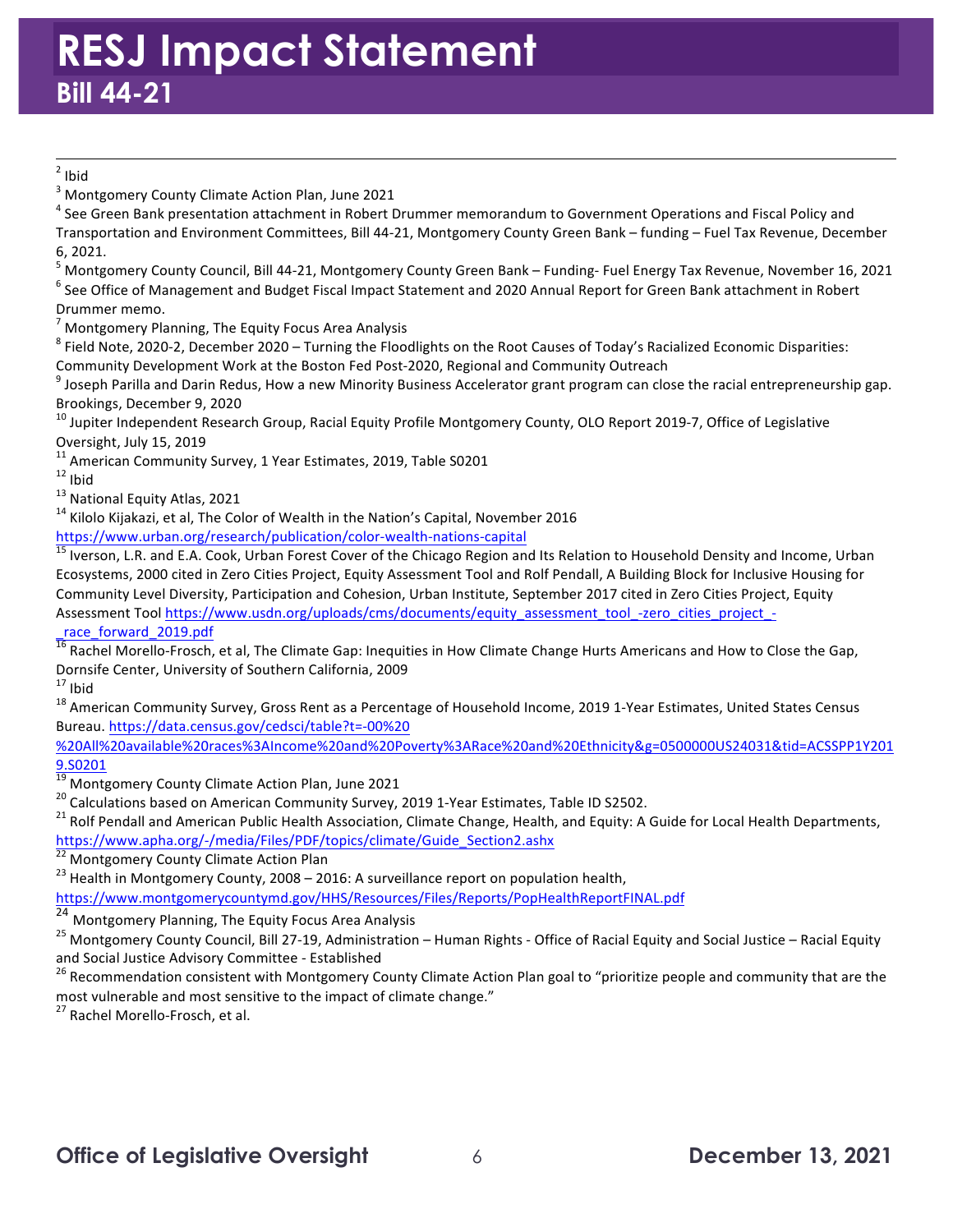[2] Ibid

[3] Montgomery County Climate Action Plan, June 2021

[4] See Green Bank presentation attachment in Robert Drummer memorandum to Government Operations and Fiscal Policy and Transportation and Environment Committees, Bill 44-21, Montgomery County Green Bank – funding – Fuel Tax Revenue, December 6, 2021.

[5] Montgomery County Council, Bill 44-21, Montgomery County Green Bank – Funding- Fuel Energy Tax Revenue, November 16, 2021

[6] See Office of Management and Budget Fiscal Impact Statement and 2020 Annual Report for Green Bank attachment in Robert Drummer memo.

[7] Montgomery Planning, The Equity Focus Area Analysis

[8] Field Note, 2020-2, December 2020 – Turning the Floodlights on the Root Causes of Today's Racialized Economic Disparities: Community Development Work at the Boston Fed Post-2020, Regional and Community Outreach

[9] Joseph Parilla and Darin Redus, How a new Minority Business Accelerator grant program can close the racial entrepreneurship gap. Brookings, December 9, 2020

[10] Jupiter Independent Research Group, Racial Equity Profile Montgomery County, OLO Report 2019-7, Office of Legislative Oversight, July 15, 2019

[11] American Community Survey, 1 Year Estimates, 2019, Table S0201

[12] Ibid

[13] National Equity Atlas, 2021

[14] Kilolo Kijakazi, et al, The Color of Wealth in the Nation's Capital, November 2016 https://www.urban.org/research/publication/color-wealth-nations-capital

[15] Iverson, L.R. and E.A. Cook, Urban Forest Cover of the Chicago Region and Its Relation to Household Density and Income, Urban Ecosystems, 2000 cited in Zero Cities Project, Equity Assessment Tool and Rolf Pendall, A Building Block for Inclusive Housing for Community Level Diversity, Participation and Cohesion, Urban Institute, September 2017 cited in Zero Cities Project, Equity Assessment Tool https://www.usdn.org/uploads/cms/documents/equity_assessment_tool_-zero_cities_project_-_race_forward_2019.pdf

[16] Rachel Morello-Frosch, et al, The Climate Gap: Inequities in How Climate Change Hurts Americans and How to Close the Gap, Dornsife Center, University of Southern California, 2009

[17] Ibid

[18] American Community Survey, Gross Rent as a Percentage of Household Income, 2019 1-Year Estimates, United States Census Bureau. https://data.census.gov/cedsci/table?t=-00%20%20All%20available%20races%3AIncome%20and%20Poverty%3ARace%20and%20Ethnicity&g=0500000US24031&tid=ACSSPP1Y2019.S0201

[19] Montgomery County Climate Action Plan, June 2021

[20] Calculations based on American Community Survey, 2019 1-Year Estimates, Table ID S2502.

[21] Rolf Pendall and American Public Health Association, Climate Change, Health, and Equity: A Guide for Local Health Departments, https://www.apha.org/-/media/Files/PDF/topics/climate/Guide_Section2.ashx

[22] Montgomery County Climate Action Plan

[23] Health in Montgomery County, 2008 – 2016: A surveillance report on population health, https://www.montgomerycountymd.gov/HHS/Resources/Files/Reports/PopHealthReportFINAL.pdf

[24] Montgomery Planning, The Equity Focus Area Analysis

[25] Montgomery County Council, Bill 27-19, Administration – Human Rights - Office of Racial Equity and Social Justice – Racial Equity and Social Justice Advisory Committee - Established

[26] Recommendation consistent with Montgomery County Climate Action Plan goal to "prioritize people and community that are the most vulnerable and most sensitive to the impact of climate change."

[27] Rachel Morello-Frosch, et al.